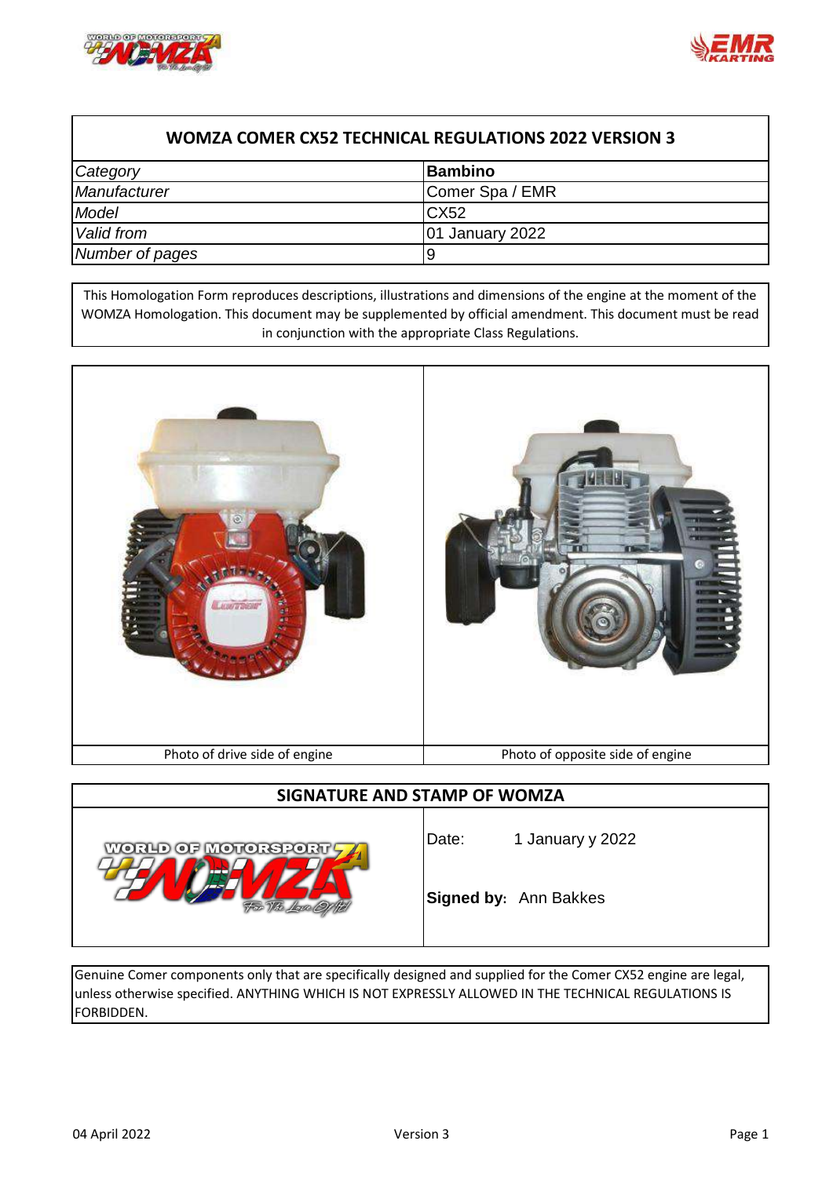# WOMZA COMER CX52 TECHNICAL REGULATIONS 2022 VERSION 3

| | |
|---|---|
| *Category* | **Bambino** |
| *Manufacturer* | Comer Spa / EMR |
| *Model* | CX52 |
| *Valid from* | 01 January 2022 |
| *Number of pages* | 9 |

This Homologation Form reproduces descriptions, illustrations and dimensions of the engine at the moment of the WOMZA Homologation. This document may be supplemented by official amendment. This document must be read in conjunction with the appropriate Class Regulations.

| Photo of drive side of engine | Photo of opposite side of engine |
|---|---|

## SIGNATURE AND STAMP OF WOMZA

Date: 1 January y 2022

**Signed by:** Ann Bakkes

Genuine Comer components only that are specifically designed and supplied for the Comer CX52 engine are legal, unless otherwise specified. ANYTHING WHICH IS NOT EXPRESSLY ALLOWED IN THE TECHNICAL REGULATIONS IS FORBIDDEN.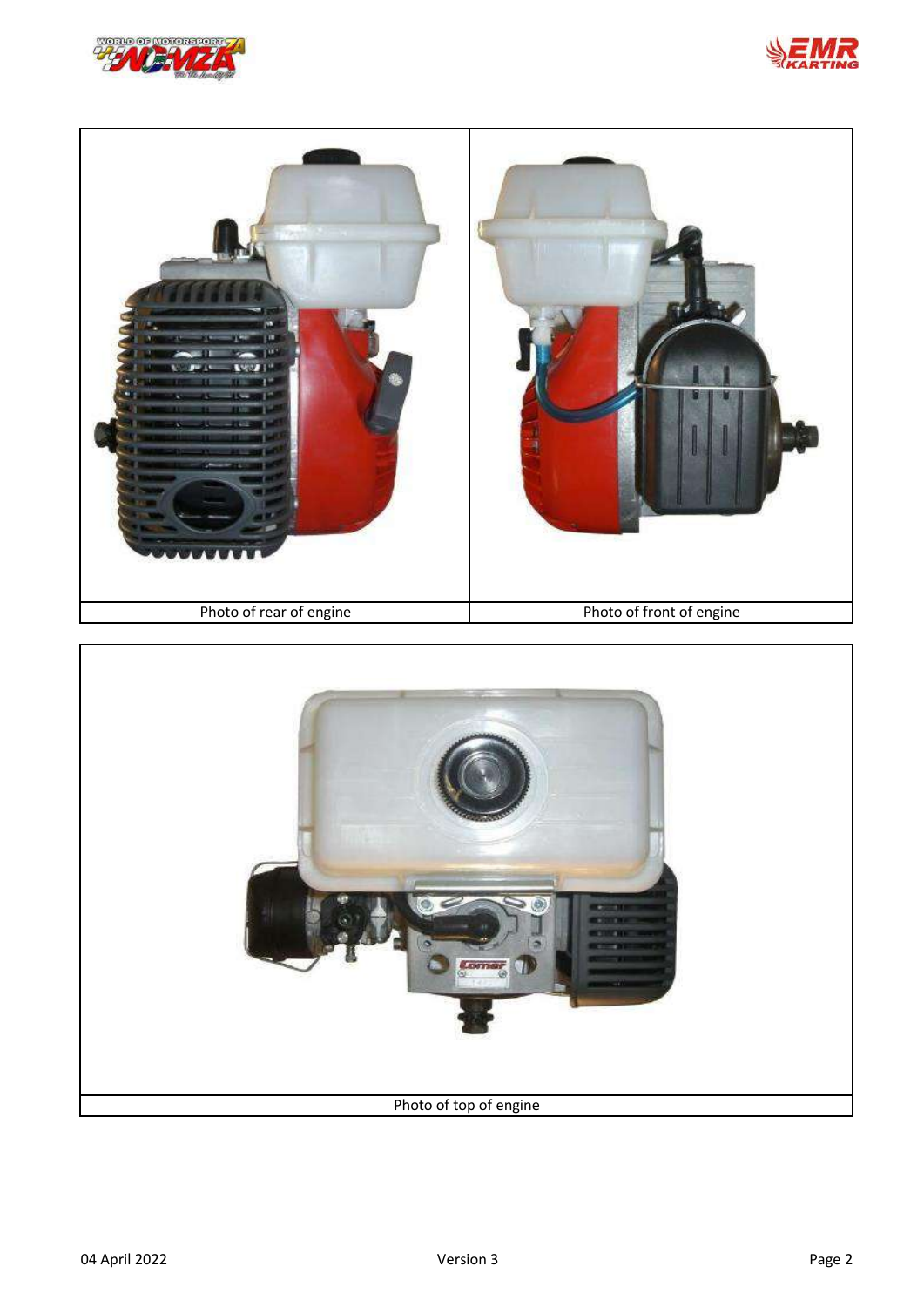| Photo of rear of engine | Photo of front of engine |
| --- | --- |

Photo of top of engine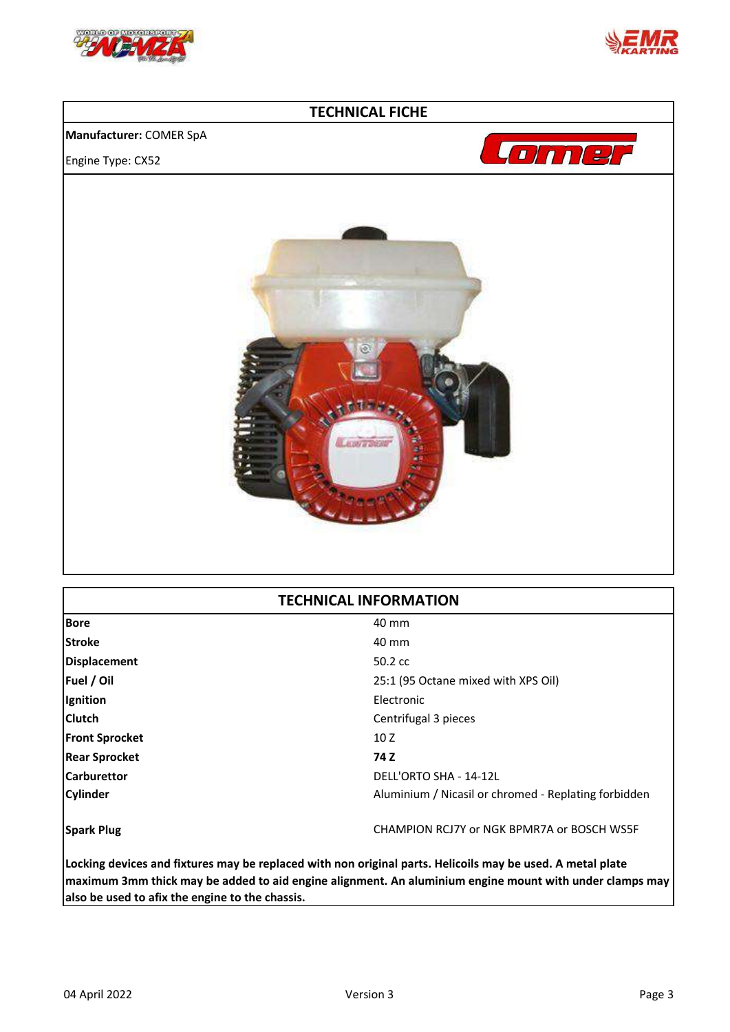## TECHNICAL FICHE

**Manufacturer:** COMER SpA

Engine Type: CX52

## TECHNICAL INFORMATION

| | |
|---|---|
| **Bore** | 40 mm |
| **Stroke** | 40 mm |
| **Displacement** | 50.2 cc |
| **Fuel / Oil** | 25:1 (95 Octane mixed with XPS Oil) |
| **Ignition** | Electronic |
| **Clutch** | Centrifugal 3 pieces |
| **Front Sprocket** | 10 Z |
| **Rear Sprocket** | **74 Z** |
| **Carburettor** | DELL'ORTO SHA - 14-12L |
| **Cylinder** | Aluminium / Nicasil or chromed - Replating forbidden |
| **Spark Plug** | CHAMPION RCJ7Y or NGK BPMR7A or BOSCH WS5F |

**Locking devices and fixtures may be replaced with non original parts. Helicoils may be used. A metal plate maximum 3mm thick may be added to aid engine alignment. An aluminium engine mount with under clamps may also be used to afix the engine to the chassis.**

04 April 2022 Version 3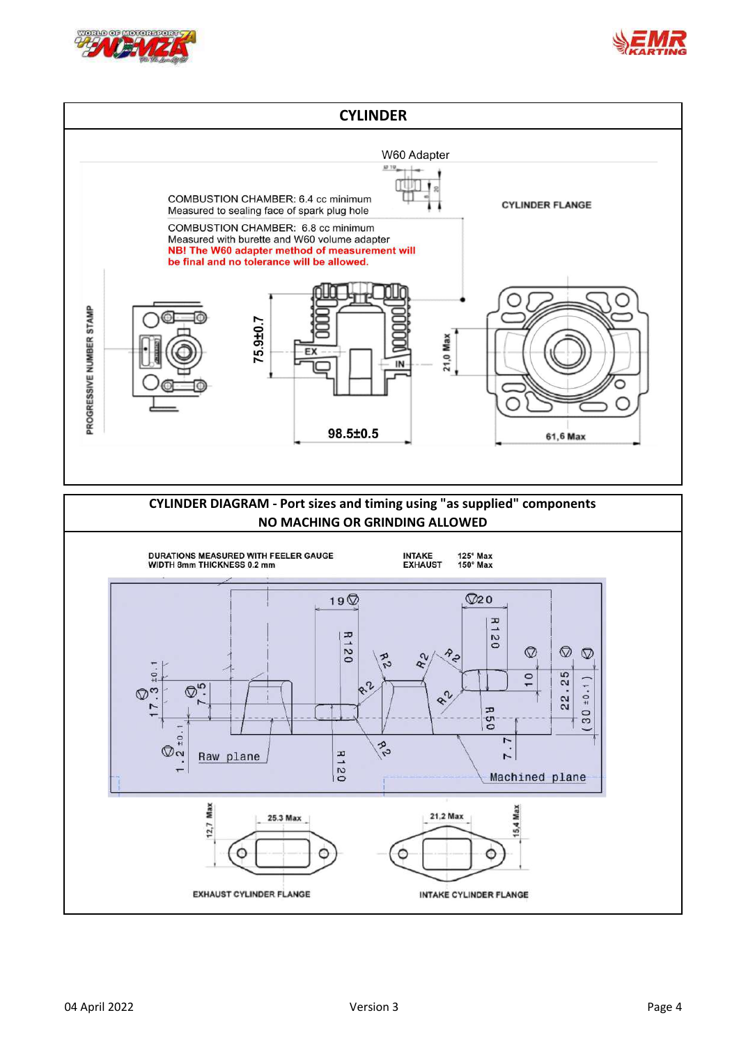## CYLINDER

W60 Adapter

COMBUSTION CHAMBER: 6.4 cc minimum
Measured to sealing face of spark plug hole

COMBUSTION CHAMBER: 6.8 cc minimum
Measured with burette and W60 volume adapter
**NB! The W60 adapter method of measurement will be final and no tolerance will be allowed.**

CYLINDER FLANGE

PROGRESSIVE NUMBER STAMP

75.9±0.7

EX

IN

21,0 Max

98.5±0.5

61,6 Max

## CYLINDER DIAGRAM - Port sizes and timing using "as supplied" components
## NO MACHING OR GRINDING ALLOWED

DURATIONS MEASURED WITH FEELER GAUGE
WIDTH 8mm THICKNESS 0.2 mm

| | |
|---|---|
| INTAKE | 125° Max |
| EXHAUST | 150° Max |

19 &nbsp; 20 &nbsp; R120 &nbsp; R120 &nbsp; R2 &nbsp; R2 &nbsp; R2 &nbsp; R2 &nbsp; R2 &nbsp; R2 &nbsp; 17.3 ±0.1 &nbsp; 7.5 &nbsp; 1.2 ±0.1 &nbsp; 10 &nbsp; 22.25 &nbsp; (30 ±0.1) &nbsp; R50 &nbsp; 7.7 &nbsp; R120

Raw plane

Machined plane

12,7 Max &nbsp; 25.3 Max

EXHAUST CYLINDER FLANGE

21,2 Max &nbsp; 15,4 Max

INTAKE CYLINDER FLANGE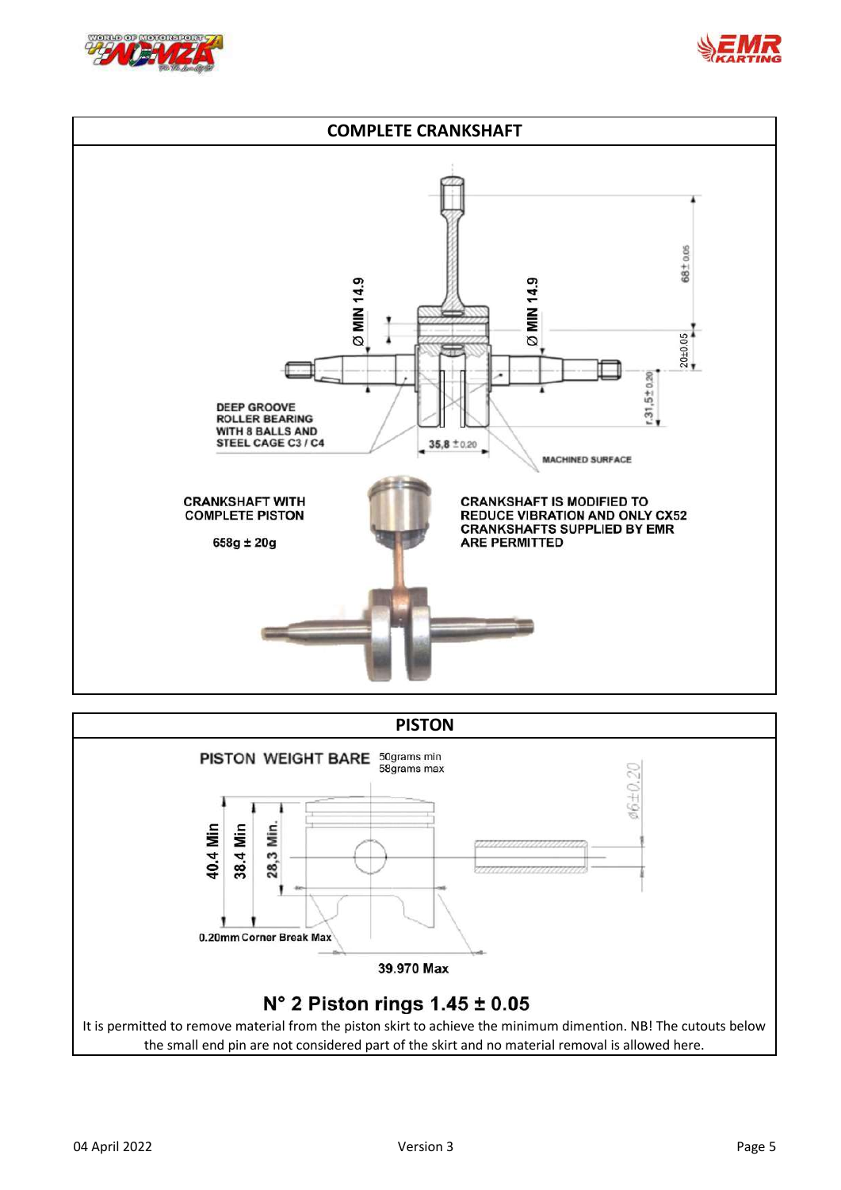## COMPLETE CRANKSHAFT

Ø MIN 14.9

Ø MIN 14.9

68 ± 0.05

20±0.05

r.31,5 ± 0.20

35,8 ± 0.20

DEEP GROOVE ROLLER BEARING WITH 8 BALLS AND STEEL CAGE C3 / C4

MACHINED SURFACE

CRANKSHAFT WITH COMPLETE PISTON

658g ± 20g

CRANKSHAFT IS MODIFIED TO REDUCE VIBRATION AND ONLY CX52 CRANKSHAFTS SUPPLIED BY EMR ARE PERMITTED

## PISTON

PISTON WEIGHT BARE 50grams min 58grams max

40.4 Min

38.4 Min

28,3 Min.

ø6±0.20

0.20mm Corner Break Max

39.970 Max

**N° 2 Piston rings 1.45 ± 0.05**

It is permitted to remove material from the piston skirt to achieve the minimum dimention. NB! The cutouts below the small end pin are not considered part of the skirt and no material removal is allowed here.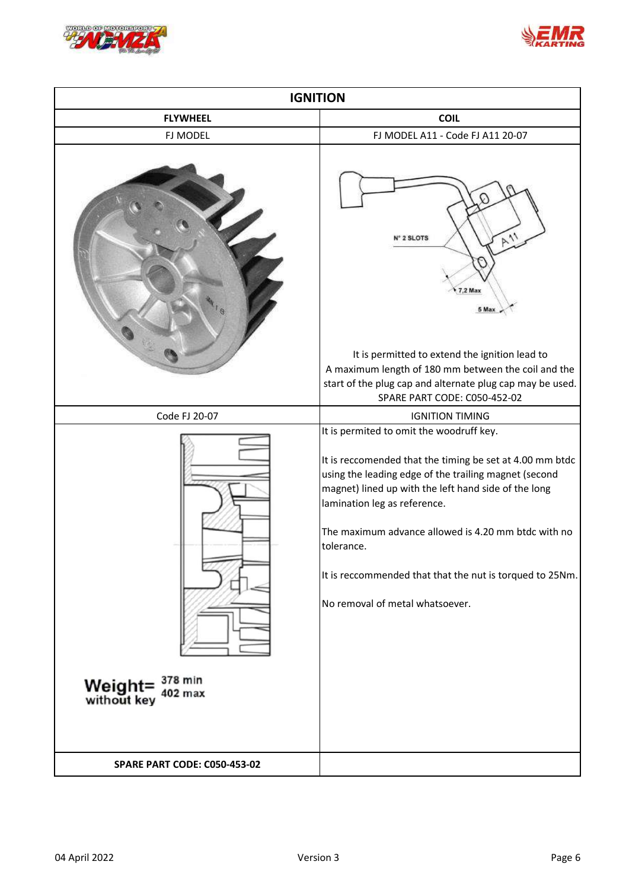| IGNITION | |
|---|---|
| **FLYWHEEL** | **COIL** |
| FJ MODEL | FJ MODEL A11 - Code FJ A11 20-07 |
| | N° 2 SLOTS<br>7,2 Max<br>5 Max<br><br>It is permitted to extend the ignition lead to A maximum length of 180 mm between the coil and the start of the plug cap and alternate plug cap may be used.<br>SPARE PART CODE: C050-452-02 |
| Code FJ 20-07 | IGNITION TIMING |
| Weight= 378 min 402 max without key | It is permited to omit the woodruff key.<br><br>It is reccomended that the timing be set at 4.00 mm btdc using the leading edge of the trailing magnet (second magnet) lined up with the left hand side of the long lamination leg as reference.<br><br>The maximum advance allowed is 4.20 mm btdc with no tolerance.<br><br>It is reccommended that that the nut is torqued to 25Nm.<br><br>No removal of metal whatsoever. |
| **SPARE PART CODE: C050-453-02** | |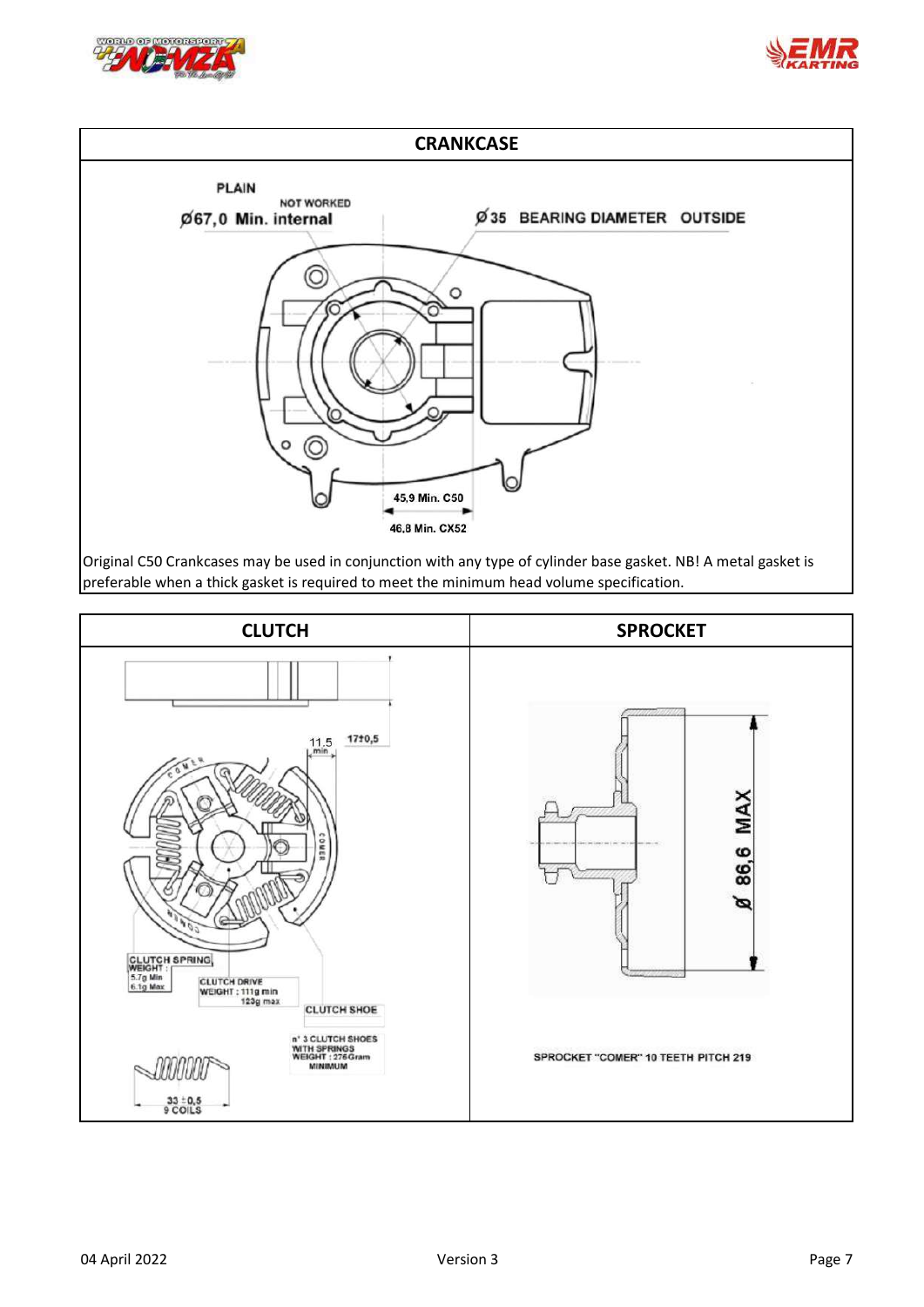## CRANKCASE

PLAIN

NOT WORKED

Ø67,0 Min. internal

Ø35 BEARING DIAMETER OUTSIDE

45,9 Min. C50

46,8 Min. CX52

Original C50 Crankcases may be used in conjunction with any type of cylinder base gasket. NB! A metal gasket is preferable when a thick gasket is required to meet the minimum head volume specification.

| CLUTCH | SPROCKET |
|---|---|
| 11,5 min<br>17±0,5<br>CLUTCH SPRING WEIGHT : 5,7g Min 6,1g Max<br>CLUTCH DRIVE WEIGHT : 111g min 123g max<br>CLUTCH SHOE<br>n° 3 CLUTCH SHOES WITH SPRINGS WEIGHT : 276Gram MINIMUM<br>33 ±0,5 9 COILS | Ø 86,6 MAX<br>SPROCKET "COMER" 10 TEETH PITCH 219 |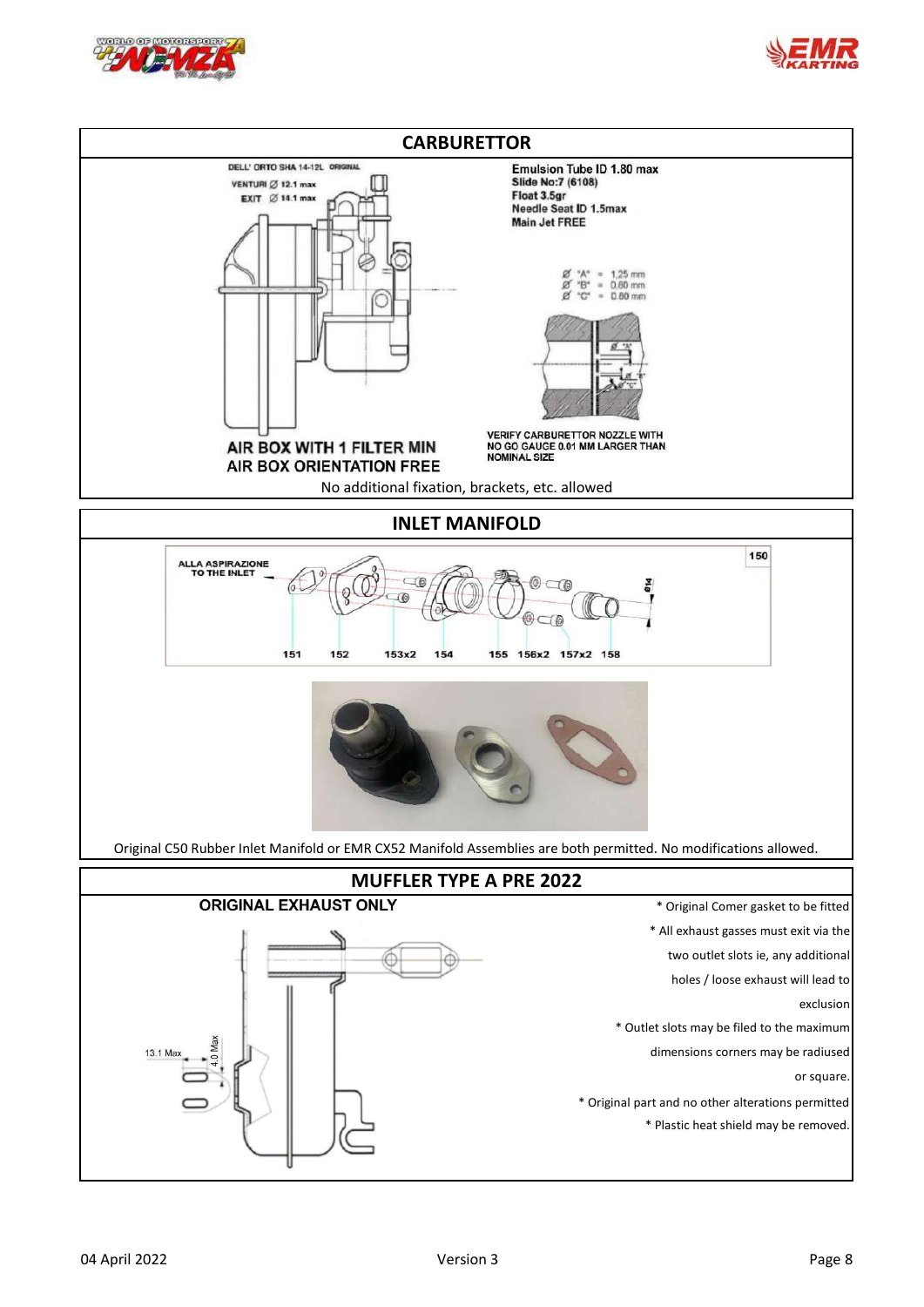## CARBURETTOR

DELL' ORTO SHA 14-12L ORIGINAL

VENTURI Ø 12.1 max

EXIT Ø 14.1 max

**Emulsion Tube ID 1.80 max**
**Slide No:7 (6108)**
**Float 3.5gr**
**Needle Seat ID 1.5max**
**Main Jet FREE**

Ø "A" = 1,25 mm
Ø "B" = 0,80 mm
Ø "C" = 0,80 mm

VERIFY CARBURETTOR NOZZLE WITH NO GO GAUGE 0.01 MM LARGER THAN NOMINAL SIZE

**AIR BOX WITH 1 FILTER MIN**
**AIR BOX ORIENTATION FREE**

No additional fixation, brackets, etc. allowed

## INLET MANIFOLD

ALLA ASPIRAZIONE TO THE INLET

150

151 152 153x2 154 155 156x2 157x2 158

Original C50 Rubber Inlet Manifold or EMR CX52 Manifold Assemblies are both permitted. No modifications allowed.

## MUFFLER TYPE A PRE 2022

**ORIGINAL EXHAUST ONLY**

13.1 Max

4.0 Max

* Original Comer gasket to be fitted
* All exhaust gasses must exit via the two outlet slots ie, any additional holes / loose exhaust will lead to exclusion
* Outlet slots may be filed to the maximum dimensions corners may be radiused or square.
* Original part and no other alterations permitted
* Plastic heat shield may be removed.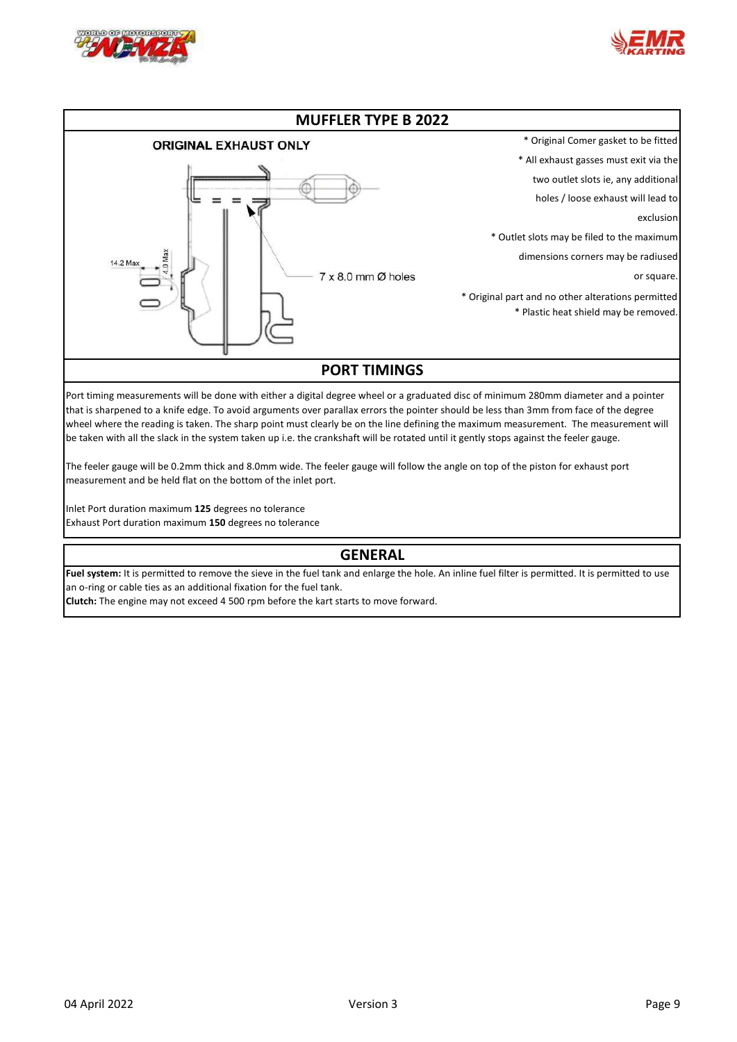## MUFFLER TYPE B 2022

ORIGINAL EXHAUST ONLY

14.2 Max

4.0 Max

7 x 8.0 mm Ø holes

* Original Comer gasket to be fitted
* All exhaust gasses must exit via the two outlet slots ie, any additional holes / loose exhaust will lead to exclusion
* Outlet slots may be filed to the maximum dimensions corners may be radiused or square.
* Original part and no other alterations permitted
* Plastic heat shield may be removed.

## PORT TIMINGS

Port timing measurements will be done with either a digital degree wheel or a graduated disc of minimum 280mm diameter and a pointer that is sharpened to a knife edge. To avoid arguments over parallax errors the pointer should be less than 3mm from face of the degree wheel where the reading is taken. The sharp point must clearly be on the line defining the maximum measurement. The measurement will be taken with all the slack in the system taken up i.e. the crankshaft will be rotated until it gently stops against the feeler gauge.

The feeler gauge will be 0.2mm thick and 8.0mm wide. The feeler gauge will follow the angle on top of the piston for exhaust port measurement and be held flat on the bottom of the inlet port.

Inlet Port duration maximum **125** degrees no tolerance
Exhaust Port duration maximum **150** degrees no tolerance

## GENERAL

**Fuel system:** It is permitted to remove the sieve in the fuel tank and enlarge the hole. An inline fuel filter is permitted. It is permitted to use an o-ring or cable ties as an additional fixation for the fuel tank.
**Clutch:** The engine may not exceed 4 500 rpm before the kart starts to move forward.